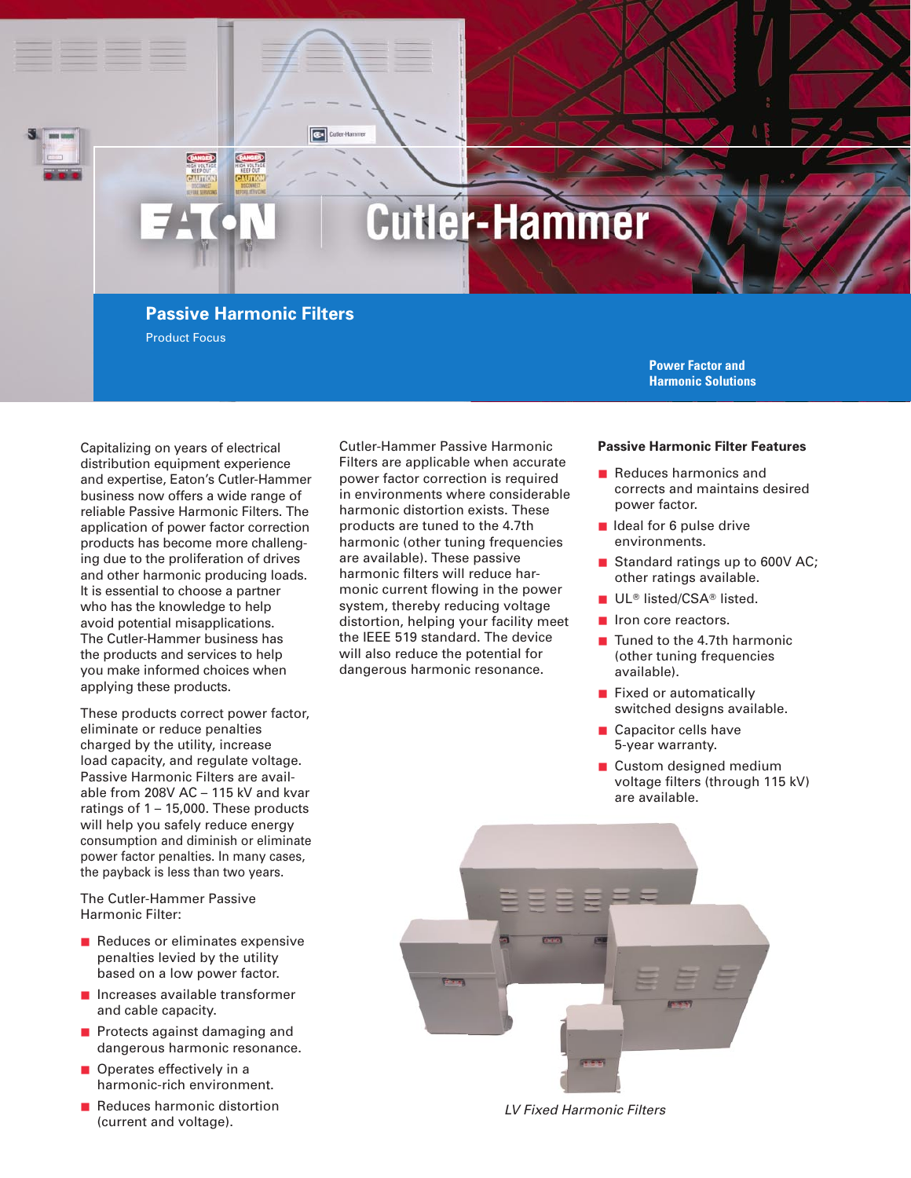EATON | Cutler-Hammer

# Passive Harmonic Filters

Product Focus

**Power Factor and Harmonic Solutions**

Capitalizing on years of electrical distribution equipment experience and expertise, Eaton's Cutler-Hammer business now offers a wide range of reliable Passive Harmonic Filters. The application of power factor correction products has become more challenging due to the proliferation of drives and other harmonic producing loads. It is essential to choose a partner who has the knowledge to help avoid potential misapplications. The Cutler-Hammer business has the products and services to help you make informed choices when applying these products.

These products correct power factor, eliminate or reduce penalties charged by the utility, increase load capacity, and regulate voltage. Passive Harmonic Filters are available from 208V AC – 115 kV and kvar ratings of 1 – 15,000. These products will help you safely reduce energy consumption and diminish or eliminate power factor penalties. In many cases, the payback is less than two years.

The Cutler-Hammer Passive Harmonic Filter:

- Reduces or eliminates expensive penalties levied by the utility based on a low power factor.
- Increases available transformer and cable capacity.
- Protects against damaging and dangerous harmonic resonance.
- Operates effectively in a harmonic-rich environment.
- Reduces harmonic distortion (current and voltage).

Cutler-Hammer Passive Harmonic Filters are applicable when accurate power factor correction is required in environments where considerable harmonic distortion exists. These products are tuned to the 4.7th harmonic (other tuning frequencies are available). These passive harmonic filters will reduce harmonic current flowing in the power system, thereby reducing voltage distortion, helping your facility meet the IEEE 519 standard. The device will also reduce the potential for dangerous harmonic resonance.

### Passive Harmonic Filter Features

- Reduces harmonics and corrects and maintains desired power factor.
- Ideal for 6 pulse drive environments.
- Standard ratings up to 600V AC; other ratings available.
- UL® listed/CSA® listed.
- Iron core reactors.
- Tuned to the 4.7th harmonic (other tuning frequencies available).
- Fixed or automatically switched designs available.
- Capacitor cells have 5-year warranty.
- Custom designed medium voltage filters (through 115 kV) are available.

*LV Fixed Harmonic Filters*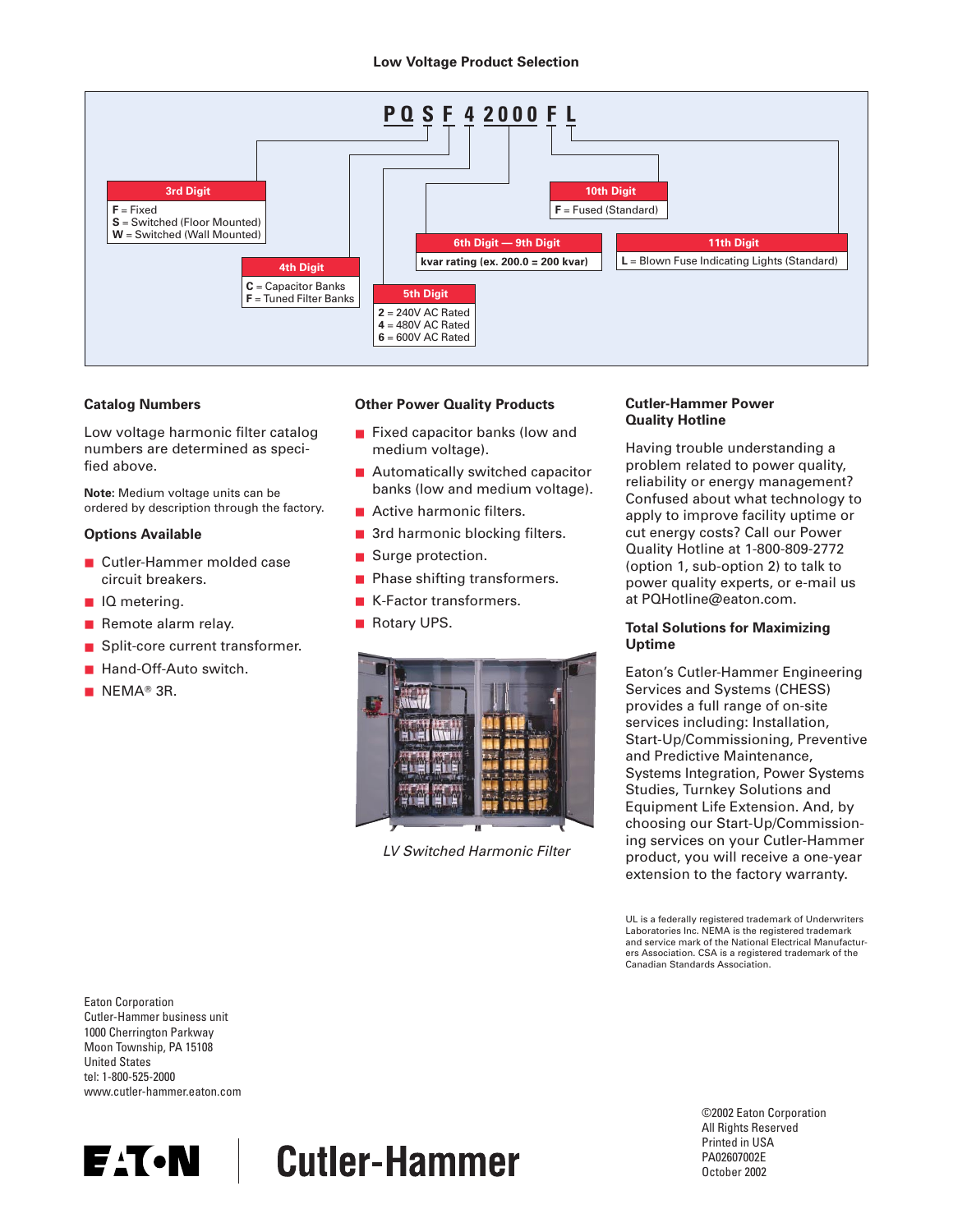**Low Voltage Product Selection**

**PQ S F 4 2000 F L**

**3rd Digit**
F = Fixed
S = Switched (Floor Mounted)
W = Switched (Wall Mounted)

**4th Digit**
C = Capacitor Banks
F = Tuned Filter Banks

**5th Digit**
2 = 240V AC Rated
4 = 480V AC Rated
6 = 600V AC Rated

**6th Digit — 9th Digit**
kvar rating (ex. 200.0 = 200 kvar)

**10th Digit**
F = Fused (Standard)

**11th Digit**
L = Blown Fuse Indicating Lights (Standard)

### Catalog Numbers

Low voltage harmonic filter catalog numbers are determined as specified above.

**Note:** Medium voltage units can be ordered by description through the factory.

### Options Available

- Cutler-Hammer molded case circuit breakers.
- IQ metering.
- Remote alarm relay.
- Split-core current transformer.
- Hand-Off-Auto switch.
- NEMA® 3R.

### Other Power Quality Products

- Fixed capacitor banks (low and medium voltage).
- Automatically switched capacitor banks (low and medium voltage).
- Active harmonic filters.
- 3rd harmonic blocking filters.
- Surge protection.
- Phase shifting transformers.
- K-Factor transformers.
- Rotary UPS.

*LV Switched Harmonic Filter*

### Cutler-Hammer Power Quality Hotline

Having trouble understanding a problem related to power quality, reliability or energy management? Confused about what technology to apply to improve facility uptime or cut energy costs? Call our Power Quality Hotline at 1-800-809-2772 (option 1, sub-option 2) to talk to power quality experts, or e-mail us at PQHotline@eaton.com.

### Total Solutions for Maximizing Uptime

Eaton's Cutler-Hammer Engineering Services and Systems (CHESS) provides a full range of on-site services including: Installation, Start-Up/Commissioning, Preventive and Predictive Maintenance, Systems Integration, Power Systems Studies, Turnkey Solutions and Equipment Life Extension. And, by choosing our Start-Up/Commissioning services on your Cutler-Hammer product, you will receive a one-year extension to the factory warranty.

UL is a federally registered trademark of Underwriters Laboratories Inc. NEMA is the registered trademark and service mark of the National Electrical Manufacturers Association. CSA is a registered trademark of the Canadian Standards Association.

Eaton Corporation
Cutler-Hammer business unit
1000 Cherrington Parkway
Moon Township, PA 15108
United States
tel: 1-800-525-2000
www.cutler-hammer.eaton.com

EATON | Cutler-Hammer

©2002 Eaton Corporation
All Rights Reserved
Printed in USA
PA02607002E
October 2002